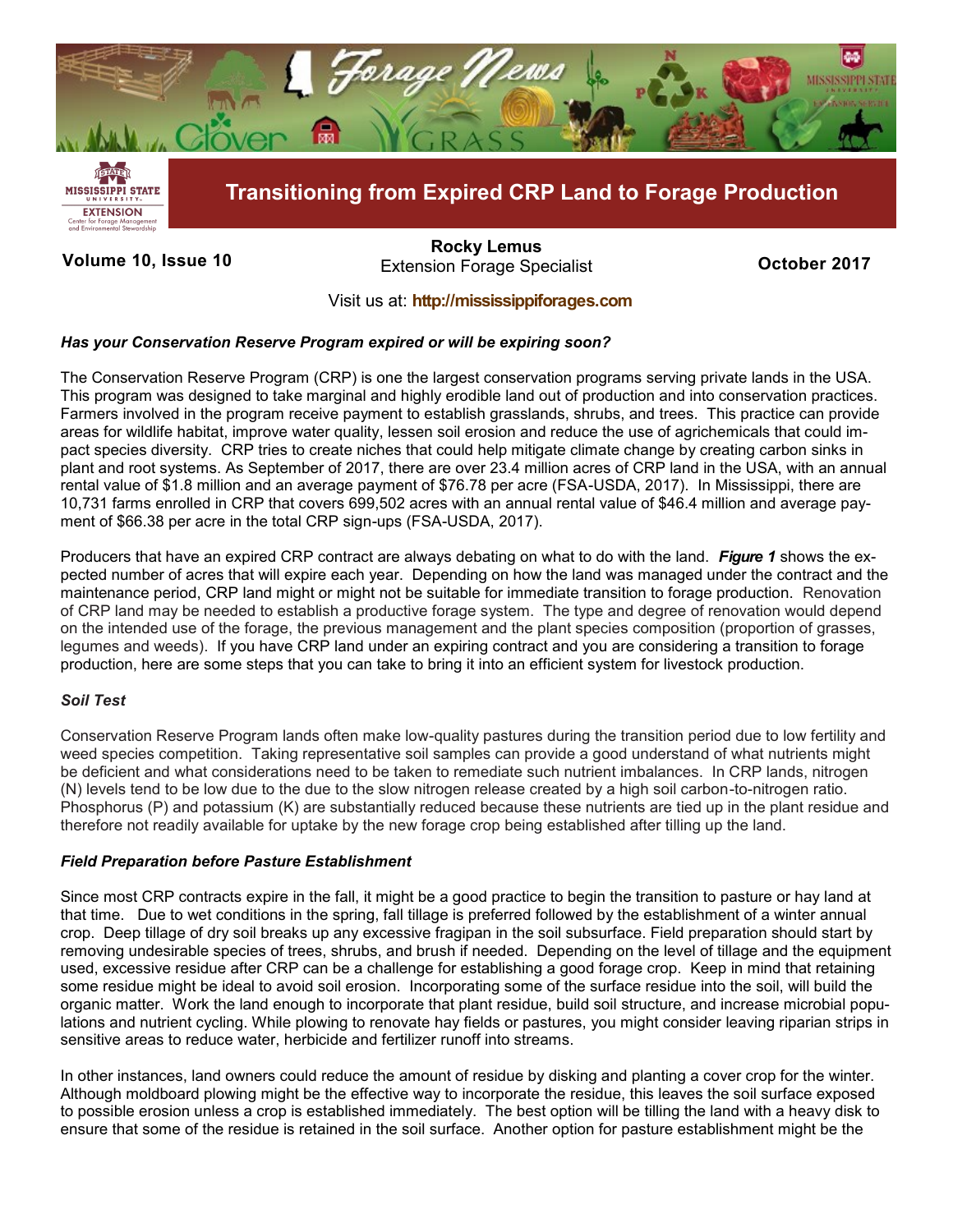# Transitioning from Expired CRP Land to Forage Production

**Volume 10, Issue 10**

**Rocky Lemus**
Extension Forage Specialist

**October 2017**

Visit us at: **http://mississippiforages.com**

***Has your Conservation Reserve Program expired or will be expiring soon?***

The Conservation Reserve Program (CRP) is one the largest conservation programs serving private lands in the USA. This program was designed to take marginal and highly erodible land out of production and into conservation practices. Farmers involved in the program receive payment to establish grasslands, shrubs, and trees. This practice can provide areas for wildlife habitat, improve water quality, lessen soil erosion and reduce the use of agrichemicals that could impact species diversity. CRP tries to create niches that could help mitigate climate change by creating carbon sinks in plant and root systems. As September of 2017, there are over 23.4 million acres of CRP land in the USA, with an annual rental value of $1.8 million and an average payment of $76.78 per acre (FSA-USDA, 2017). In Mississippi, there are 10,731 farms enrolled in CRP that covers 699,502 acres with an annual rental value of $46.4 million and average payment of $66.38 per acre in the total CRP sign-ups (FSA-USDA, 2017).

Producers that have an expired CRP contract are always debating on what to do with the land. ***Figure 1*** shows the expected number of acres that will expire each year. Depending on how the land was managed under the contract and the maintenance period, CRP land might or might not be suitable for immediate transition to forage production. Renovation of CRP land may be needed to establish a productive forage system. The type and degree of renovation would depend on the intended use of the forage, the previous management and the plant species composition (proportion of grasses, legumes and weeds). If you have CRP land under an expiring contract and you are considering a transition to forage production, here are some steps that you can take to bring it into an efficient system for livestock production.

### *Soil Test*

Conservation Reserve Program lands often make low-quality pastures during the transition period due to low fertility and weed species competition. Taking representative soil samples can provide a good understand of what nutrients might be deficient and what considerations need to be taken to remediate such nutrient imbalances. In CRP lands, nitrogen (N) levels tend to be low due to the due to the slow nitrogen release created by a high soil carbon-to-nitrogen ratio. Phosphorus (P) and potassium (K) are substantially reduced because these nutrients are tied up in the plant residue and therefore not readily available for uptake by the new forage crop being established after tilling up the land.

### *Field Preparation before Pasture Establishment*

Since most CRP contracts expire in the fall, it might be a good practice to begin the transition to pasture or hay land at that time. Due to wet conditions in the spring, fall tillage is preferred followed by the establishment of a winter annual crop. Deep tillage of dry soil breaks up any excessive fragipan in the soil subsurface. Field preparation should start by removing undesirable species of trees, shrubs, and brush if needed. Depending on the level of tillage and the equipment used, excessive residue after CRP can be a challenge for establishing a good forage crop. Keep in mind that retaining some residue might be ideal to avoid soil erosion. Incorporating some of the surface residue into the soil, will build the organic matter. Work the land enough to incorporate that plant residue, build soil structure, and increase microbial populations and nutrient cycling. While plowing to renovate hay fields or pastures, you might consider leaving riparian strips in sensitive areas to reduce water, herbicide and fertilizer runoff into streams.

In other instances, land owners could reduce the amount of residue by disking and planting a cover crop for the winter. Although moldboard plowing might be the effective way to incorporate the residue, this leaves the soil surface exposed to possible erosion unless a crop is established immediately. The best option will be tilling the land with a heavy disk to ensure that some of the residue is retained in the soil surface. Another option for pasture establishment might be the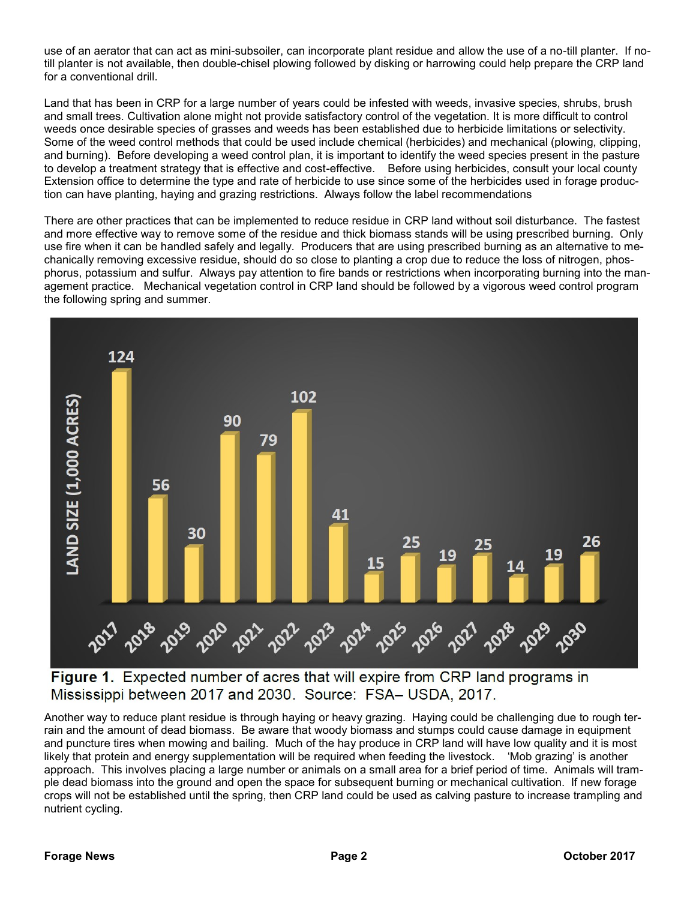use of an aerator that can act as mini-subsoiler, can incorporate plant residue and allow the use of a no-till planter. If no-till planter is not available, then double-chisel plowing followed by disking or harrowing could help prepare the CRP land for a conventional drill.

Land that has been in CRP for a large number of years could be infested with weeds, invasive species, shrubs, brush and small trees. Cultivation alone might not provide satisfactory control of the vegetation. It is more difficult to control weeds once desirable species of grasses and weeds has been established due to herbicide limitations or selectivity. Some of the weed control methods that could be used include chemical (herbicides) and mechanical (plowing, clipping, and burning). Before developing a weed control plan, it is important to identify the weed species present in the pasture to develop a treatment strategy that is effective and cost-effective. Before using herbicides, consult your local county Extension office to determine the type and rate of herbicide to use since some of the herbicides used in forage production can have planting, haying and grazing restrictions. Always follow the label recommendations

There are other practices that can be implemented to reduce residue in CRP land without soil disturbance. The fastest and more effective way to remove some of the residue and thick biomass stands will be using prescribed burning. Only use fire when it can be handled safely and legally. Producers that are using prescribed burning as an alternative to mechanically removing excessive residue, should do so close to planting a crop due to reduce the loss of nitrogen, phosphorus, potassium and sulfur. Always pay attention to fire bands or restrictions when incorporating burning into the management practice. Mechanical vegetation control in CRP land should be followed by a vigorous weed control program the following spring and summer.

| Year | Land size (1,000 acres) |
|---|---|
| 2017 | 124 |
| 2018 | 56 |
| 2019 | 30 |
| 2020 | 90 |
| 2021 | 79 |
| 2022 | 102 |
| 2023 | 41 |
| 2024 | 15 |
| 2025 | 25 |
| 2026 | 19 |
| 2027 | 25 |
| 2028 | 14 |
| 2029 | 19 |
| 2030 | 26 |

**Figure 1.** Expected number of acres that will expire from CRP land programs in Mississippi between 2017 and 2030. Source: FSA– USDA, 2017.

Another way to reduce plant residue is through haying or heavy grazing. Haying could be challenging due to rough terrain and the amount of dead biomass. Be aware that woody biomass and stumps could cause damage in equipment and puncture tires when mowing and bailing. Much of the hay produce in CRP land will have low quality and it is most likely that protein and energy supplementation will be required when feeding the livestock. 'Mob grazing' is another approach. This involves placing a large number or animals on a small area for a brief period of time. Animals will trample dead biomass into the ground and open the space for subsequent burning or mechanical cultivation. If new forage crops will not be established until the spring, then CRP land could be used as calving pasture to increase trampling and nutrient cycling.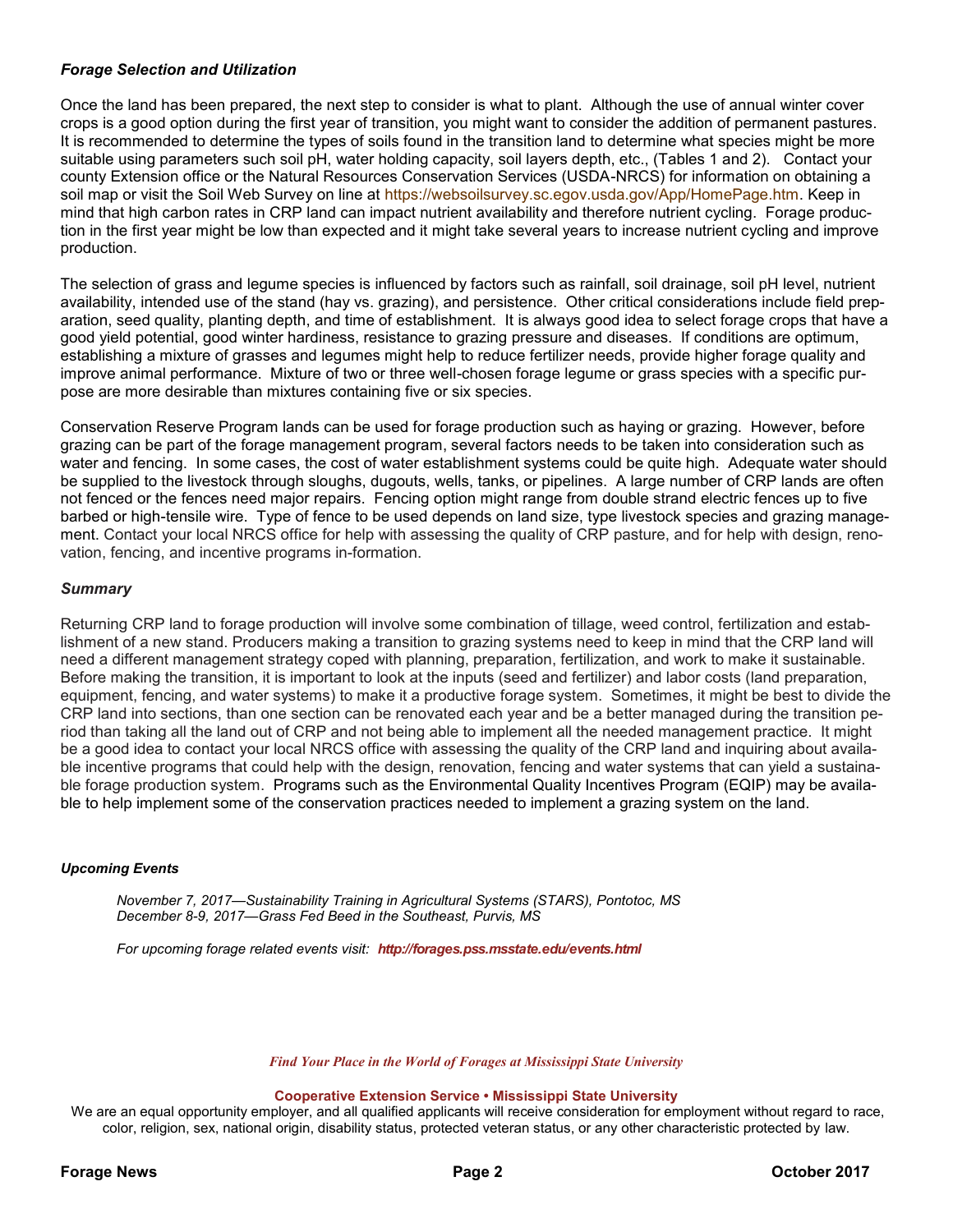### *Forage Selection and Utilization*

Once the land has been prepared, the next step to consider is what to plant. Although the use of annual winter cover crops is a good option during the first year of transition, you might want to consider the addition of permanent pastures. It is recommended to determine the types of soils found in the transition land to determine what species might be more suitable using parameters such soil pH, water holding capacity, soil layers depth, etc., (Tables 1 and 2). Contact your county Extension office or the Natural Resources Conservation Services (USDA-NRCS) for information on obtaining a soil map or visit the Soil Web Survey on line at https://websoilsurvey.sc.egov.usda.gov/App/HomePage.htm. Keep in mind that high carbon rates in CRP land can impact nutrient availability and therefore nutrient cycling. Forage production in the first year might be low than expected and it might take several years to increase nutrient cycling and improve production.

The selection of grass and legume species is influenced by factors such as rainfall, soil drainage, soil pH level, nutrient availability, intended use of the stand (hay vs. grazing), and persistence. Other critical considerations include field preparation, seed quality, planting depth, and time of establishment. It is always good idea to select forage crops that have a good yield potential, good winter hardiness, resistance to grazing pressure and diseases. If conditions are optimum, establishing a mixture of grasses and legumes might help to reduce fertilizer needs, provide higher forage quality and improve animal performance. Mixture of two or three well-chosen forage legume or grass species with a specific purpose are more desirable than mixtures containing five or six species.

Conservation Reserve Program lands can be used for forage production such as haying or grazing. However, before grazing can be part of the forage management program, several factors needs to be taken into consideration such as water and fencing. In some cases, the cost of water establishment systems could be quite high. Adequate water should be supplied to the livestock through sloughs, dugouts, wells, tanks, or pipelines. A large number of CRP lands are often not fenced or the fences need major repairs. Fencing option might range from double strand electric fences up to five barbed or high-tensile wire. Type of fence to be used depends on land size, type livestock species and grazing management. Contact your local NRCS office for help with assessing the quality of CRP pasture, and for help with design, renovation, fencing, and incentive programs in-formation.

### *Summary*

Returning CRP land to forage production will involve some combination of tillage, weed control, fertilization and establishment of a new stand. Producers making a transition to grazing systems need to keep in mind that the CRP land will need a different management strategy coped with planning, preparation, fertilization, and work to make it sustainable. Before making the transition, it is important to look at the inputs (seed and fertilizer) and labor costs (land preparation, equipment, fencing, and water systems) to make it a productive forage system. Sometimes, it might be best to divide the CRP land into sections, than one section can be renovated each year and be a better managed during the transition period than taking all the land out of CRP and not being able to implement all the needed management practice. It might be a good idea to contact your local NRCS office with assessing the quality of the CRP land and inquiring about available incentive programs that could help with the design, renovation, fencing and water systems that can yield a sustainable forage production system. Programs such as the Environmental Quality Incentives Program (EQIP) may be available to help implement some of the conservation practices needed to implement a grazing system on the land.

#### *Upcoming Events*

*November 7, 2017—Sustainability Training in Agricultural Systems (STARS), Pontotoc, MS*
*December 8-9, 2017—Grass Fed Beed in the Southeast, Purvis, MS*

*For upcoming forage related events visit:* ***http://forages.pss.msstate.edu/events.html***

*Find Your Place in the World of Forages at Mississippi State University*

**Cooperative Extension Service • Mississippi State University**

We are an equal opportunity employer, and all qualified applicants will receive consideration for employment without regard to race, color, religion, sex, national origin, disability status, protected veteran status, or any other characteristic protected by law.